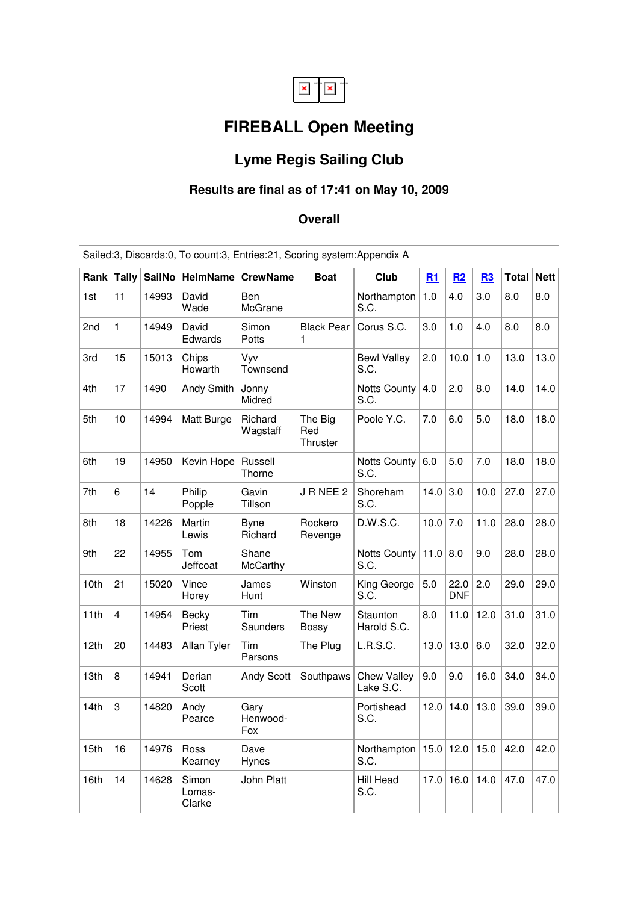# FIREBALL Open Meeting

## Lyme Regis Sailing Club

### Results are final as of 17:41 on May 10, 2009

### Overall

Sailed:3, Discards:0, To count:3, Entries:21, Scoring system:Appendix A

| Rank | Tally | SailNo | HelmName | CrewName | Boat | Club | R1 | R2 | R3 | Total | Nett |
|---|---|---|---|---|---|---|---|---|---|---|---|
| 1st | 11 | 14993 | David Wade | Ben McGrane | | Northampton S.C. | 1.0 | 4.0 | 3.0 | 8.0 | 8.0 |
| 2nd | 1 | 14949 | David Edwards | Simon Potts | Black Pear 1 | Corus S.C. | 3.0 | 1.0 | 4.0 | 8.0 | 8.0 |
| 3rd | 15 | 15013 | Chips Howarth | Vyv Townsend | | Bewl Valley S.C. | 2.0 | 10.0 | 1.0 | 13.0 | 13.0 |
| 4th | 17 | 1490 | Andy Smith | Jonny Midred | | Notts County S.C. | 4.0 | 2.0 | 8.0 | 14.0 | 14.0 |
| 5th | 10 | 14994 | Matt Burge | Richard Wagstaff | The Big Red Thruster | Poole Y.C. | 7.0 | 6.0 | 5.0 | 18.0 | 18.0 |
| 6th | 19 | 14950 | Kevin Hope | Russell Thorne | | Notts County S.C. | 6.0 | 5.0 | 7.0 | 18.0 | 18.0 |
| 7th | 6 | 14 | Philip Popple | Gavin Tillson | J R NEE 2 | Shoreham S.C. | 14.0 | 3.0 | 10.0 | 27.0 | 27.0 |
| 8th | 18 | 14226 | Martin Lewis | Byne Richard | Rockero Revenge | D.W.S.C. | 10.0 | 7.0 | 11.0 | 28.0 | 28.0 |
| 9th | 22 | 14955 | Tom Jeffcoat | Shane McCarthy | | Notts County S.C. | 11.0 | 8.0 | 9.0 | 28.0 | 28.0 |
| 10th | 21 | 15020 | Vince Horey | James Hunt | Winston | King George S.C. | 5.0 | 22.0 DNF | 2.0 | 29.0 | 29.0 |
| 11th | 4 | 14954 | Becky Priest | Tim Saunders | The New Bossy | Staunton Harold S.C. | 8.0 | 11.0 | 12.0 | 31.0 | 31.0 |
| 12th | 20 | 14483 | Allan Tyler | Tim Parsons | The Plug | L.R.S.C. | 13.0 | 13.0 | 6.0 | 32.0 | 32.0 |
| 13th | 8 | 14941 | Derian Scott | Andy Scott | Southpaws | Chew Valley Lake S.C. | 9.0 | 9.0 | 16.0 | 34.0 | 34.0 |
| 14th | 3 | 14820 | Andy Pearce | Gary Henwood-Fox | | Portishead S.C. | 12.0 | 14.0 | 13.0 | 39.0 | 39.0 |
| 15th | 16 | 14976 | Ross Kearney | Dave Hynes | | Northampton S.C. | 15.0 | 12.0 | 15.0 | 42.0 | 42.0 |
| 16th | 14 | 14628 | Simon Lomas-Clarke | John Platt | | Hill Head S.C. | 17.0 | 16.0 | 14.0 | 47.0 | 47.0 |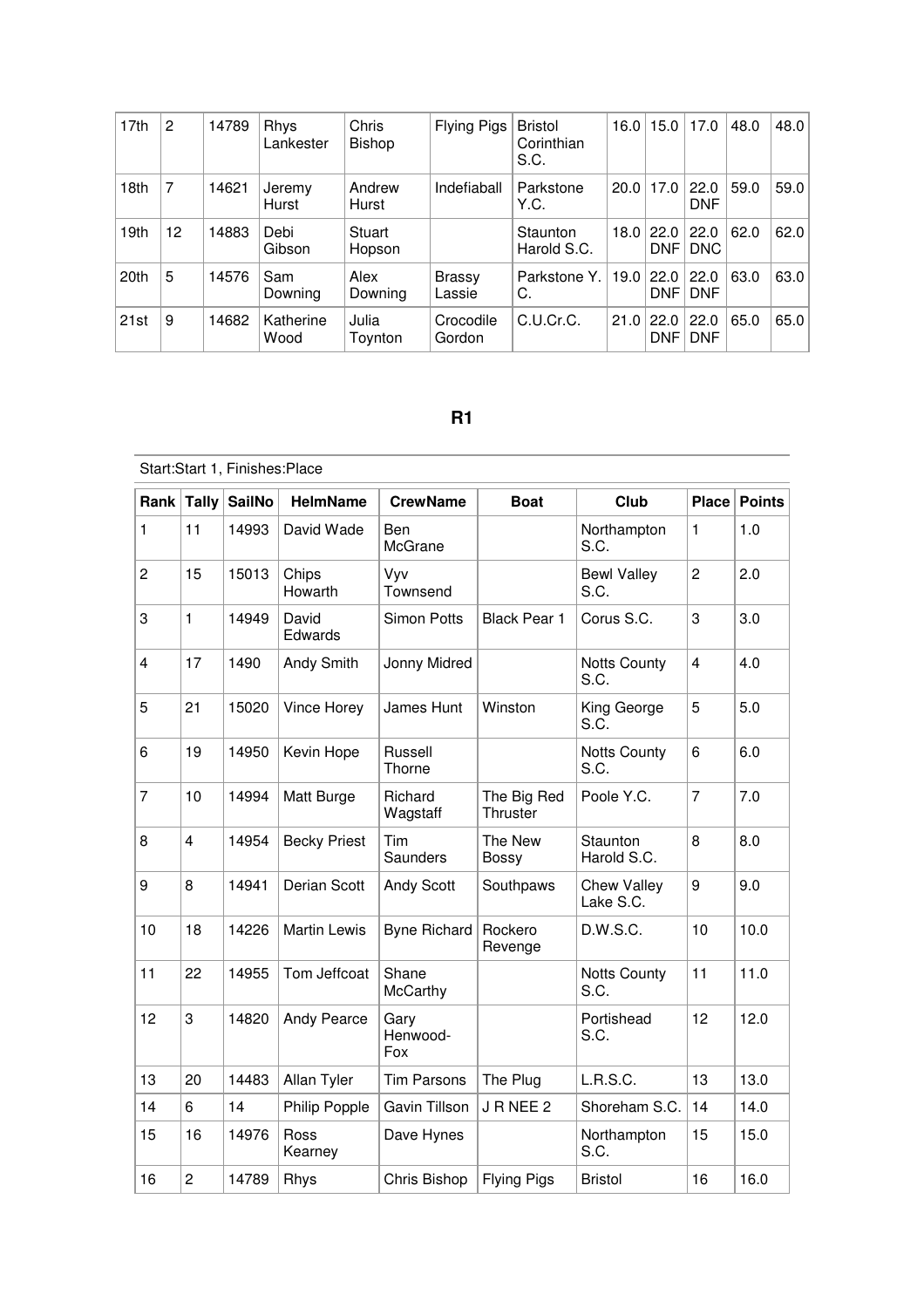| 17th | 2 | 14789 | Rhys Lankester | Chris Bishop | Flying Pigs | Bristol Corinthian S.C. | 16.0 | 15.0 | 17.0 | 48.0 | 48.0 |
|---|---|---|---|---|---|---|---|---|---|---|---|
| 18th | 7 | 14621 | Jeremy Hurst | Andrew Hurst | Indefiaball | Parkstone Y.C. | 20.0 | 17.0 | 22.0 DNF | 59.0 | 59.0 |
| 19th | 12 | 14883 | Debi Gibson | Stuart Hopson | | Staunton Harold S.C. | 18.0 | 22.0 DNF | 22.0 DNC | 62.0 | 62.0 |
| 20th | 5 | 14576 | Sam Downing | Alex Downing | Brassy Lassie | Parkstone Y. C. | 19.0 | 22.0 DNF | 22.0 DNF | 63.0 | 63.0 |
| 21st | 9 | 14682 | Katherine Wood | Julia Toynton | Crocodile Gordon | C.U.Cr.C. | 21.0 | 22.0 DNF | 22.0 DNF | 65.0 | 65.0 |

## R1

Start:Start 1, Finishes:Place

| Rank | Tally | SailNo | HelmName | CrewName | Boat | Club | Place | Points |
|---|---|---|---|---|---|---|---|---|
| 1 | 11 | 14993 | David Wade | Ben McGrane | | Northampton S.C. | 1 | 1.0 |
| 2 | 15 | 15013 | Chips Howarth | Vyv Townsend | | Bewl Valley S.C. | 2 | 2.0 |
| 3 | 1 | 14949 | David Edwards | Simon Potts | Black Pear 1 | Corus S.C. | 3 | 3.0 |
| 4 | 17 | 1490 | Andy Smith | Jonny Midred | | Notts County S.C. | 4 | 4.0 |
| 5 | 21 | 15020 | Vince Horey | James Hunt | Winston | King George S.C. | 5 | 5.0 |
| 6 | 19 | 14950 | Kevin Hope | Russell Thorne | | Notts County S.C. | 6 | 6.0 |
| 7 | 10 | 14994 | Matt Burge | Richard Wagstaff | The Big Red Thruster | Poole Y.C. | 7 | 7.0 |
| 8 | 4 | 14954 | Becky Priest | Tim Saunders | The New Bossy | Staunton Harold S.C. | 8 | 8.0 |
| 9 | 8 | 14941 | Derian Scott | Andy Scott | Southpaws | Chew Valley Lake S.C. | 9 | 9.0 |
| 10 | 18 | 14226 | Martin Lewis | Byne Richard | Rockero Revenge | D.W.S.C. | 10 | 10.0 |
| 11 | 22 | 14955 | Tom Jeffcoat | Shane McCarthy | | Notts County S.C. | 11 | 11.0 |
| 12 | 3 | 14820 | Andy Pearce | Gary Henwood-Fox | | Portishead S.C. | 12 | 12.0 |
| 13 | 20 | 14483 | Allan Tyler | Tim Parsons | The Plug | L.R.S.C. | 13 | 13.0 |
| 14 | 6 | 14 | Philip Popple | Gavin Tillson | J R NEE 2 | Shoreham S.C. | 14 | 14.0 |
| 15 | 16 | 14976 | Ross Kearney | Dave Hynes | | Northampton S.C. | 15 | 15.0 |
| 16 | 2 | 14789 | Rhys | Chris Bishop | Flying Pigs | Bristol | 16 | 16.0 |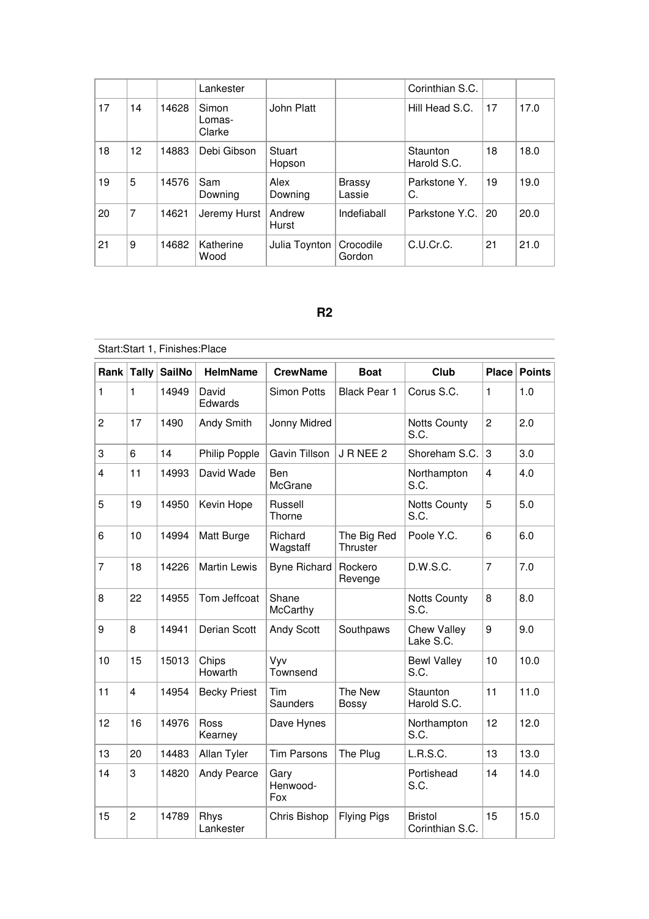| | | | Lankester | | | Corinthian S.C. | | |
|---|---|---|---|---|---|---|---|---|
| 17 | 14 | 14628 | Simon Lomas-Clarke | John Platt | | Hill Head S.C. | 17 | 17.0 |
| 18 | 12 | 14883 | Debi Gibson | Stuart Hopson | | Staunton Harold S.C. | 18 | 18.0 |
| 19 | 5 | 14576 | Sam Downing | Alex Downing | Brassy Lassie | Parkstone Y. C. | 19 | 19.0 |
| 20 | 7 | 14621 | Jeremy Hurst | Andrew Hurst | Indefiaball | Parkstone Y.C. | 20 | 20.0 |
| 21 | 9 | 14682 | Katherine Wood | Julia Toynton | Crocodile Gordon | C.U.Cr.C. | 21 | 21.0 |

## R2

Start:Start 1, Finishes:Place

| Rank | Tally | SailNo | HelmName | CrewName | Boat | Club | Place | Points |
|---|---|---|---|---|---|---|---|---|
| 1 | 1 | 14949 | David Edwards | Simon Potts | Black Pear 1 | Corus S.C. | 1 | 1.0 |
| 2 | 17 | 1490 | Andy Smith | Jonny Midred | | Notts County S.C. | 2 | 2.0 |
| 3 | 6 | 14 | Philip Popple | Gavin Tillson | J R NEE 2 | Shoreham S.C. | 3 | 3.0 |
| 4 | 11 | 14993 | David Wade | Ben McGrane | | Northampton S.C. | 4 | 4.0 |
| 5 | 19 | 14950 | Kevin Hope | Russell Thorne | | Notts County S.C. | 5 | 5.0 |
| 6 | 10 | 14994 | Matt Burge | Richard Wagstaff | The Big Red Thruster | Poole Y.C. | 6 | 6.0 |
| 7 | 18 | 14226 | Martin Lewis | Byne Richard | Rockero Revenge | D.W.S.C. | 7 | 7.0 |
| 8 | 22 | 14955 | Tom Jeffcoat | Shane McCarthy | | Notts County S.C. | 8 | 8.0 |
| 9 | 8 | 14941 | Derian Scott | Andy Scott | Southpaws | Chew Valley Lake S.C. | 9 | 9.0 |
| 10 | 15 | 15013 | Chips Howarth | Vyv Townsend | | Bewl Valley S.C. | 10 | 10.0 |
| 11 | 4 | 14954 | Becky Priest | Tim Saunders | The New Bossy | Staunton Harold S.C. | 11 | 11.0 |
| 12 | 16 | 14976 | Ross Kearney | Dave Hynes | | Northampton S.C. | 12 | 12.0 |
| 13 | 20 | 14483 | Allan Tyler | Tim Parsons | The Plug | L.R.S.C. | 13 | 13.0 |
| 14 | 3 | 14820 | Andy Pearce | Gary Henwood-Fox | | Portishead S.C. | 14 | 14.0 |
| 15 | 2 | 14789 | Rhys Lankester | Chris Bishop | Flying Pigs | Bristol Corinthian S.C. | 15 | 15.0 |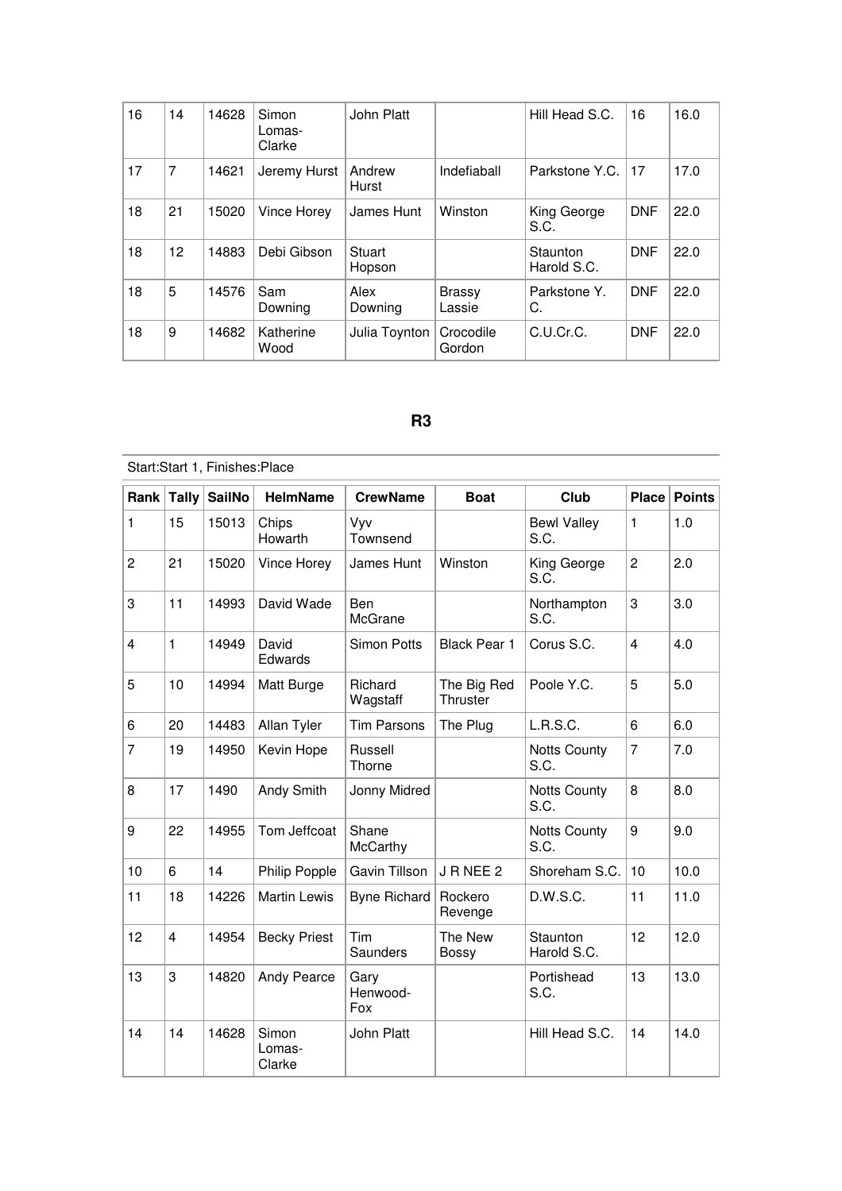| Rank | Tally | SailNo | HelmName | CrewName | Boat | Club | Place | Points |
|---|---|---|---|---|---|---|---|---|
| 16 | 14 | 14628 | Simon Lomas-Clarke | John Platt | | Hill Head S.C. | 16 | 16.0 |
| 17 | 7 | 14621 | Jeremy Hurst | Andrew Hurst | Indefiaball | Parkstone Y.C. | 17 | 17.0 |
| 18 | 21 | 15020 | Vince Horey | James Hunt | Winston | King George S.C. | DNF | 22.0 |
| 18 | 12 | 14883 | Debi Gibson | Stuart Hopson | | Staunton Harold S.C. | DNF | 22.0 |
| 18 | 5 | 14576 | Sam Downing | Alex Downing | Brassy Lassie | Parkstone Y. C. | DNF | 22.0 |
| 18 | 9 | 14682 | Katherine Wood | Julia Toynton | Crocodile Gordon | C.U.Cr.C. | DNF | 22.0 |

## R3

Start:Start 1, Finishes:Place

| Rank | Tally | SailNo | HelmName | CrewName | Boat | Club | Place | Points |
|---|---|---|---|---|---|---|---|---|
| 1 | 15 | 15013 | Chips Howarth | Vyv Townsend | | Bewl Valley S.C. | 1 | 1.0 |
| 2 | 21 | 15020 | Vince Horey | James Hunt | Winston | King George S.C. | 2 | 2.0 |
| 3 | 11 | 14993 | David Wade | Ben McGrane | | Northampton S.C. | 3 | 3.0 |
| 4 | 1 | 14949 | David Edwards | Simon Potts | Black Pear 1 | Corus S.C. | 4 | 4.0 |
| 5 | 10 | 14994 | Matt Burge | Richard Wagstaff | The Big Red Thruster | Poole Y.C. | 5 | 5.0 |
| 6 | 20 | 14483 | Allan Tyler | Tim Parsons | The Plug | L.R.S.C. | 6 | 6.0 |
| 7 | 19 | 14950 | Kevin Hope | Russell Thorne | | Notts County S.C. | 7 | 7.0 |
| 8 | 17 | 1490 | Andy Smith | Jonny Midred | | Notts County S.C. | 8 | 8.0 |
| 9 | 22 | 14955 | Tom Jeffcoat | Shane McCarthy | | Notts County S.C. | 9 | 9.0 |
| 10 | 6 | 14 | Philip Popple | Gavin Tillson | J R NEE 2 | Shoreham S.C. | 10 | 10.0 |
| 11 | 18 | 14226 | Martin Lewis | Byne Richard | Rockero Revenge | D.W.S.C. | 11 | 11.0 |
| 12 | 4 | 14954 | Becky Priest | Tim Saunders | The New Bossy | Staunton Harold S.C. | 12 | 12.0 |
| 13 | 3 | 14820 | Andy Pearce | Gary Henwood-Fox | | Portishead S.C. | 13 | 13.0 |
| 14 | 14 | 14628 | Simon Lomas-Clarke | John Platt | | Hill Head S.C. | 14 | 14.0 |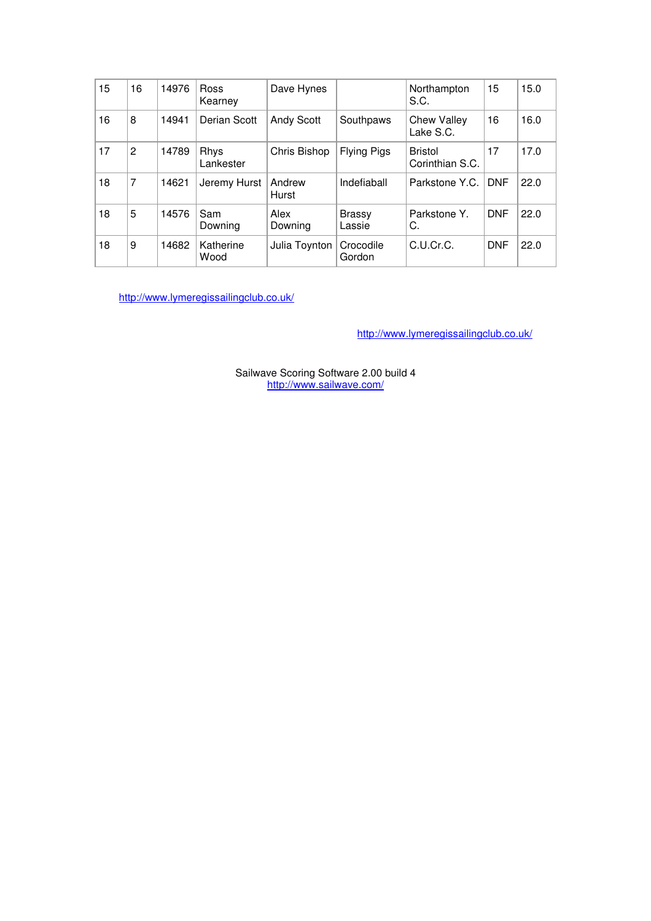| | | | | | | | | |
|---|---|---|---|---|---|---|---|---|
| 15 | 16 | 14976 | Ross Kearney | Dave Hynes | | Northampton S.C. | 15 | 15.0 |
| 16 | 8 | 14941 | Derian Scott | Andy Scott | Southpaws | Chew Valley Lake S.C. | 16 | 16.0 |
| 17 | 2 | 14789 | Rhys Lankester | Chris Bishop | Flying Pigs | Bristol Corinthian S.C. | 17 | 17.0 |
| 18 | 7 | 14621 | Jeremy Hurst | Andrew Hurst | Indefiaball | Parkstone Y.C. | DNF | 22.0 |
| 18 | 5 | 14576 | Sam Downing | Alex Downing | Brassy Lassie | Parkstone Y. C. | DNF | 22.0 |
| 18 | 9 | 14682 | Katherine Wood | Julia Toynton | Crocodile Gordon | C.U.Cr.C. | DNF | 22.0 |

http://www.lymeregissailingclub.co.uk/

http://www.lymeregissailingclub.co.uk/

Sailwave Scoring Software 2.00 build 4
http://www.sailwave.com/